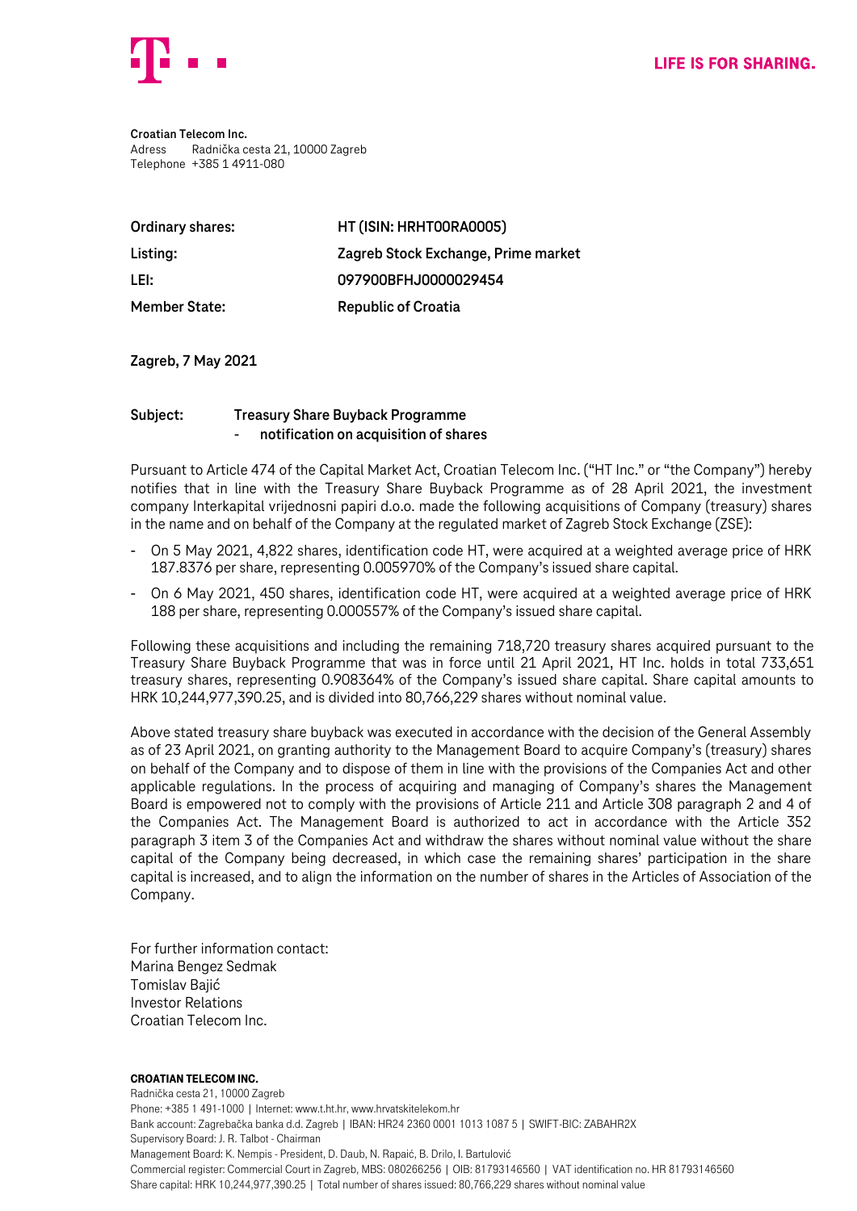**Croatian Telecom Inc.**
Adress Radnička cesta 21, 10000 Zagreb
Telephone +385 1 4911-080

| | |
|---|---|
| **Ordinary shares:** | **HT (ISIN: HRHT00RA0005)** |
| **Listing:** | **Zagreb Stock Exchange, Prime market** |
| **LEI:** | **097900BFHJ0000029454** |
| **Member State:** | **Republic of Croatia** |

**Zagreb, 7 May 2021**

**Subject: Treasury Share Buyback Programme**
**- notification on acquisition of shares**

Pursuant to Article 474 of the Capital Market Act, Croatian Telecom Inc. ("HT Inc." or "the Company") hereby notifies that in line with the Treasury Share Buyback Programme as of 28 April 2021, the investment company Interkapital vrijednosni papiri d.o.o. made the following acquisitions of Company (treasury) shares in the name and on behalf of the Company at the regulated market of Zagreb Stock Exchange (ZSE):

- On 5 May 2021, 4,822 shares, identification code HT, were acquired at a weighted average price of HRK 187.8376 per share, representing 0.005970% of the Company's issued share capital.
- On 6 May 2021, 450 shares, identification code HT, were acquired at a weighted average price of HRK 188 per share, representing 0.000557% of the Company's issued share capital.

Following these acquisitions and including the remaining 718,720 treasury shares acquired pursuant to the Treasury Share Buyback Programme that was in force until 21 April 2021, HT Inc. holds in total 733,651 treasury shares, representing 0.908364% of the Company's issued share capital. Share capital amounts to HRK 10,244,977,390.25, and is divided into 80,766,229 shares without nominal value.

Above stated treasury share buyback was executed in accordance with the decision of the General Assembly as of 23 April 2021, on granting authority to the Management Board to acquire Company's (treasury) shares on behalf of the Company and to dispose of them in line with the provisions of the Companies Act and other applicable regulations. In the process of acquiring and managing of Company's shares the Management Board is empowered not to comply with the provisions of Article 211 and Article 308 paragraph 2 and 4 of the Companies Act. The Management Board is authorized to act in accordance with the Article 352 paragraph 3 item 3 of the Companies Act and withdraw the shares without nominal value without the share capital of the Company being decreased, in which case the remaining shares' participation in the share capital is increased, and to align the information on the number of shares in the Articles of Association of the Company.

For further information contact:
Marina Bengez Sedmak
Tomislav Bajić
Investor Relations
Croatian Telecom Inc.

**CROATIAN TELECOM INC.**
Radnička cesta 21, 10000 Zagreb
Phone: +385 1 491-1000 | Internet: www.t.ht.hr, www.hrvatskitelekom.hr
Bank account: Zagrebačka banka d.d. Zagreb | IBAN: HR24 2360 0001 1013 1087 5 | SWIFT-BIC: ZABAHR2X
Supervisory Board: J. R. Talbot - Chairman
Management Board: K. Nempis - President, D. Daub, N. Rapaić, B. Drilo, I. Bartulović
Commercial register: Commercial Court in Zagreb, MBS: 080266256 | OIB: 81793146560 | VAT identification no. HR 81793146560
Share capital: HRK 10,244,977,390.25 | Total number of shares issued: 80,766,229 shares without nominal value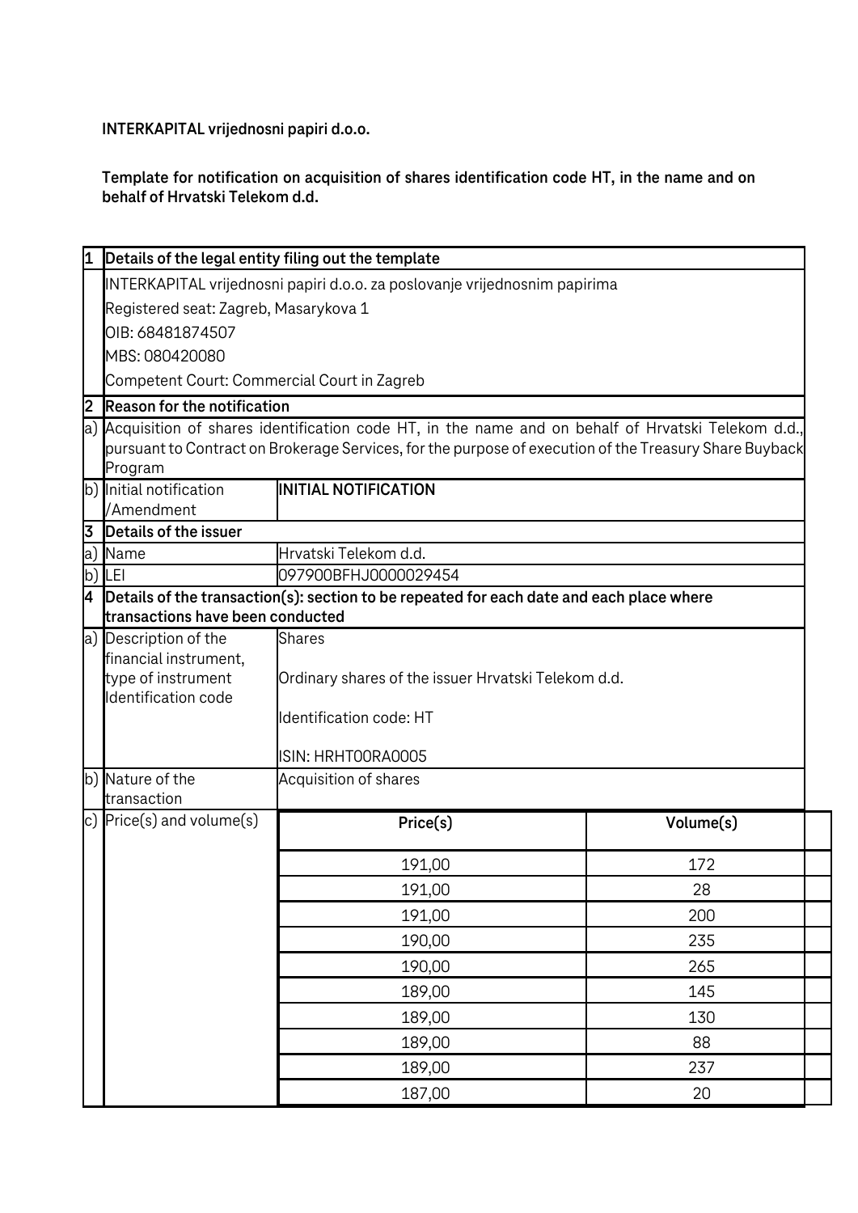**INTERKAPITAL vrijednosni papiri d.o.o.**

**Template for notification on acquisition of shares identification code HT, in the name and on behalf of Hrvatski Telekom d.d.**

| | | | |
|---|---|---|---|
| **1** | **Details of the legal entity filing out the template** | | |
| | INTERKAPITAL vrijednosni papiri d.o.o. za poslovanje vrijednosnim papirima<br>Registered seat: Zagreb, Masarykova 1<br>OIB: 68481874507<br>MBS: 080420080<br>Competent Court: Commercial Court in Zagreb | | |
| **2** | **Reason for the notification** | | |
| a) | Acquisition of shares identification code HT, in the name and on behalf of Hrvatski Telekom d.d., pursuant to Contract on Brokerage Services, for the purpose of execution of the Treasury Share Buyback Program | | |
| b) | Initial notification /Amendment | **INITIAL NOTIFICATION** | |
| **3** | **Details of the issuer** | | |
| a) | Name | Hrvatski Telekom d.d. | |
| b) | LEI | 097900BFHJ0000029454 | |
| **4** | **Details of the transaction(s): section to be repeated for each date and each place where transactions have been conducted** | | |
| a) | Description of the financial instrument, type of instrument Identification code | Shares<br>Ordinary shares of the issuer Hrvatski Telekom d.d.<br>Identification code: HT<br>ISIN: HRHT00RA0005 | |
| b) | Nature of the transaction | Acquisition of shares | |
| c) | Price(s) and volume(s) | **Price(s)** | **Volume(s)** |
| | | 191,00 | 172 |
| | | 191,00 | 28 |
| | | 191,00 | 200 |
| | | 190,00 | 235 |
| | | 190,00 | 265 |
| | | 189,00 | 145 |
| | | 189,00 | 130 |
| | | 189,00 | 88 |
| | | 189,00 | 237 |
| | | 187,00 | 20 |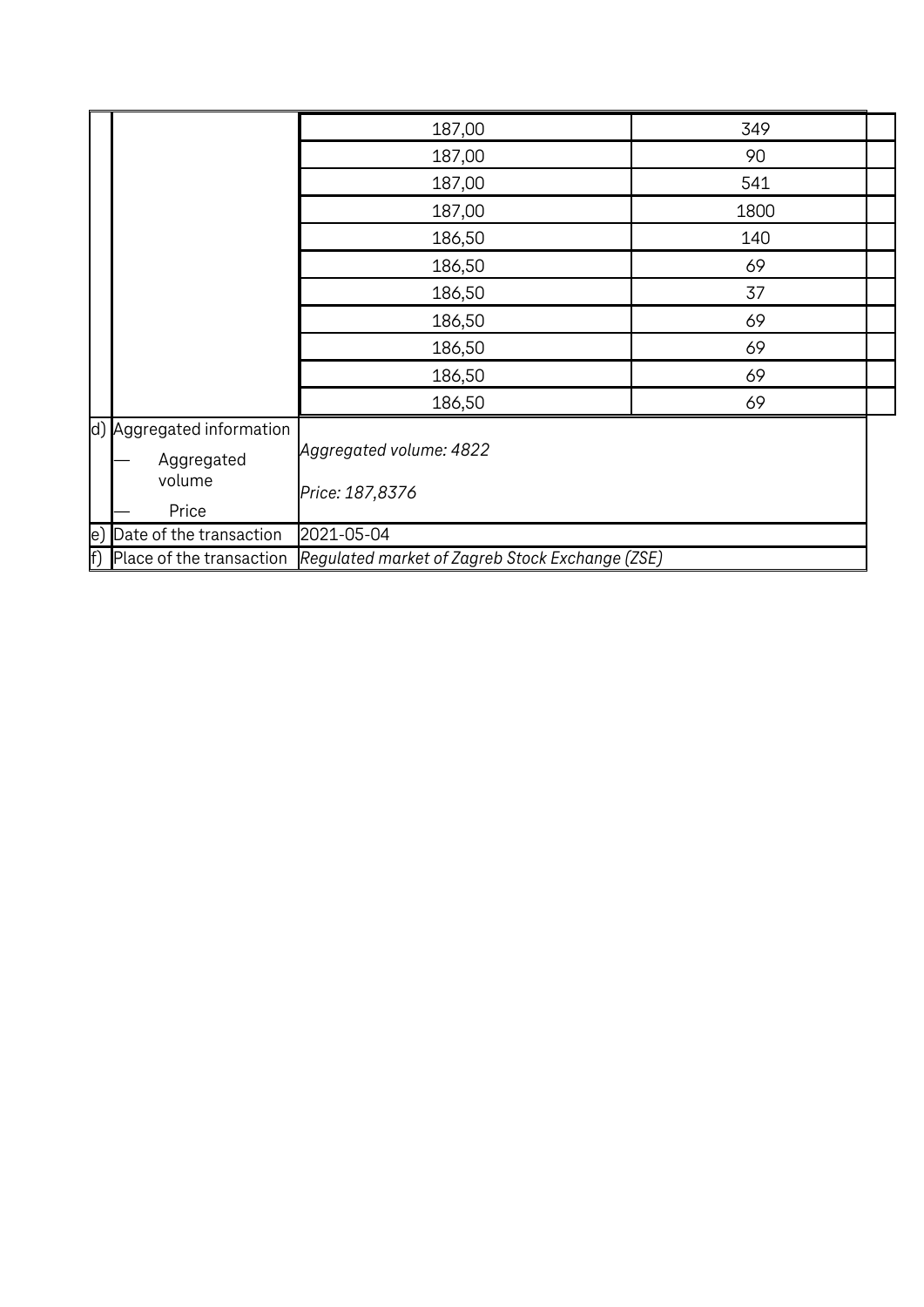| | | | |
|---|---|---|---|
| | | 187,00 | 349 |
| | | 187,00 | 90 |
| | | 187,00 | 541 |
| | | 187,00 | 1800 |
| | | 186,50 | 140 |
| | | 186,50 | 69 |
| | | 186,50 | 37 |
| | | 186,50 | 69 |
| | | 186,50 | 69 |
| | | 186,50 | 69 |
| | | 186,50 | 69 |
| d) | Aggregated information<br>— Aggregated volume<br>— Price | *Aggregated volume: 4822*<br>*Price: 187,8376* | |
| e) | Date of the transaction | 2021-05-04 | |
| f) | Place of the transaction | *Regulated market of Zagreb Stock Exchange (ZSE)* | |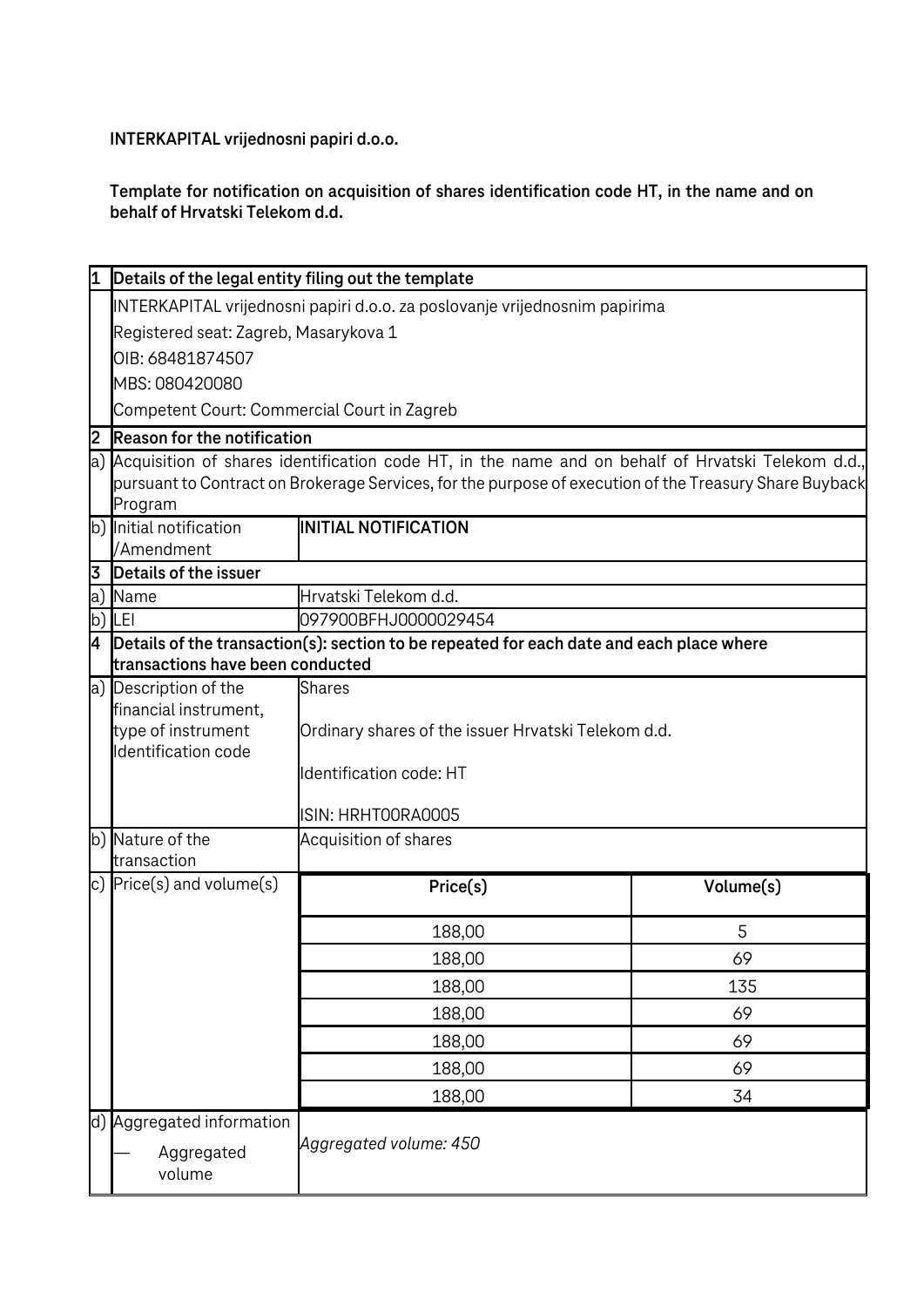**INTERKAPITAL vrijednosni papiri d.o.o.**

**Template for notification on acquisition of shares identification code HT, in the name and on behalf of Hrvatski Telekom d.d.**

| | | | |
|---|---|---|---|
| **1** | **Details of the legal entity filing out the template** | | |
| | INTERKAPITAL vrijednosni papiri d.o.o. za poslovanje vrijednosnim papirima<br>Registered seat: Zagreb, Masarykova 1<br>OIB: 68481874507<br>MBS: 080420080<br>Competent Court: Commercial Court in Zagreb | | |
| **2** | **Reason for the notification** | | |
| a) | Acquisition of shares identification code HT, in the name and on behalf of Hrvatski Telekom d.d., pursuant to Contract on Brokerage Services, for the purpose of execution of the Treasury Share Buyback Program | | |
| b) | Initial notification /Amendment | **INITIAL NOTIFICATION** | |
| **3** | **Details of the issuer** | | |
| a) | Name | Hrvatski Telekom d.d. | |
| b) | LEI | 097900BFHJ0000029454 | |
| **4** | **Details of the transaction(s): section to be repeated for each date and each place where transactions have been conducted** | | |
| a) | Description of the financial instrument, type of instrument Identification code | Shares<br>Ordinary shares of the issuer Hrvatski Telekom d.d.<br>Identification code: HT<br>ISIN: HRHT00RA0005 | |
| b) | Nature of the transaction | Acquisition of shares | |
| c) | Price(s) and volume(s) | **Price(s)** | **Volume(s)** |
| | | 188,00 | 5 |
| | | 188,00 | 69 |
| | | 188,00 | 135 |
| | | 188,00 | 69 |
| | | 188,00 | 69 |
| | | 188,00 | 69 |
| | | 188,00 | 34 |
| d) | Aggregated information<br>— Aggregated volume | *Aggregated volume: 450* | |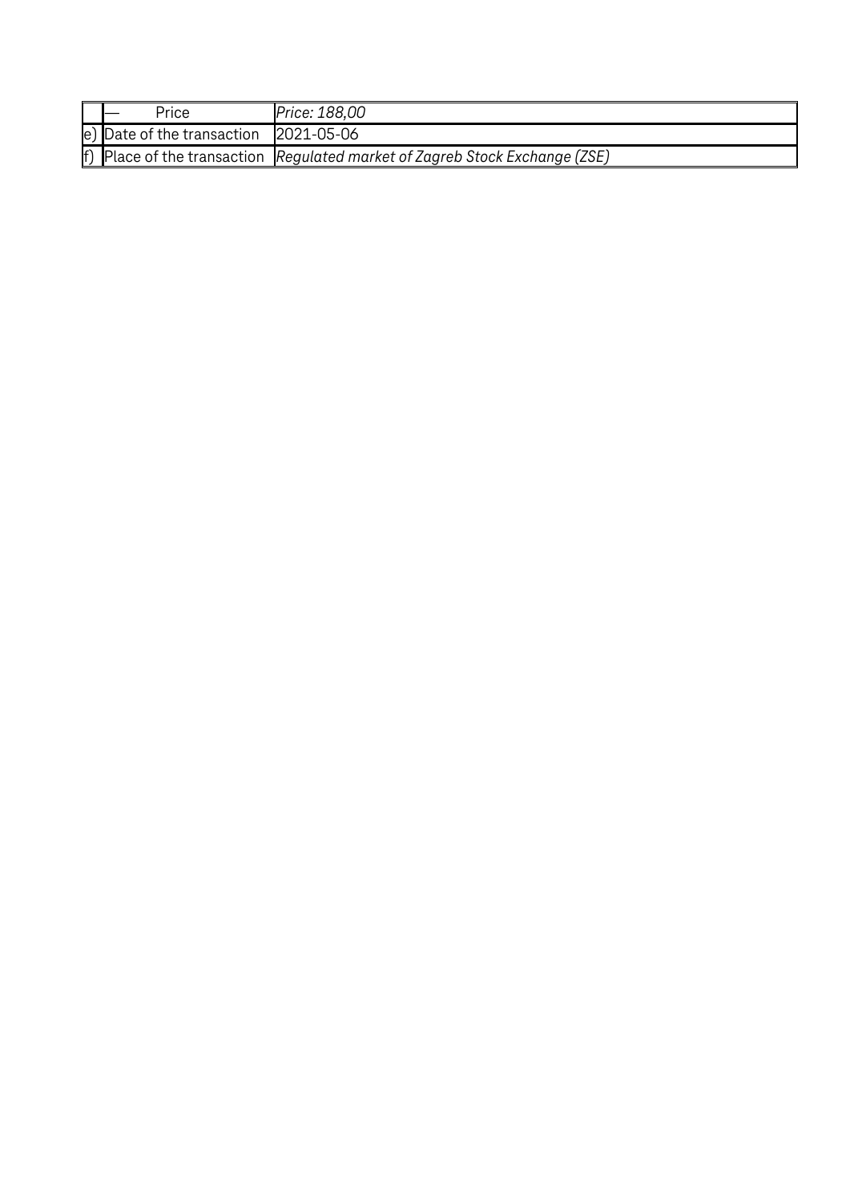| | | |
|---|---|---|
| | — Price | *Price: 188,00* |
| e) | Date of the transaction | 2021-05-06 |
| f) | Place of the transaction | *Regulated market of Zagreb Stock Exchange (ZSE)* |